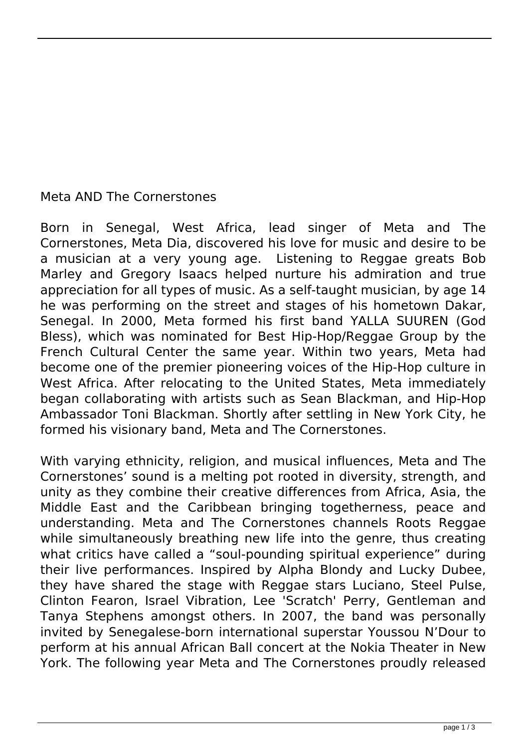# Meta AND The Cornerstones

Born in Senegal, West Africa, lead singer of Meta and The Cornerstones, Meta Dia, discovered his love for music and desire to be a musician at a very young age. Listening to Reggae greats Bob Marley and Gregory Isaacs helped nurture his admiration and true appreciation for all types of music. As a self-taught musician, by age 14 he was performing on the street and stages of his hometown Dakar, Senegal. In 2000, Meta formed his first band YALLA SUUREN (God Bless), which was nominated for Best Hip-Hop/Reggae Group by the French Cultural Center the same year. Within two years, Meta had become one of the premier pioneering voices of the Hip-Hop culture in West Africa. After relocating to the United States, Meta immediately began collaborating with artists such as Sean Blackman, and Hip-Hop Ambassador Toni Blackman. Shortly after settling in New York City, he formed his visionary band, Meta and The Cornerstones.

With varying ethnicity, religion, and musical influences, Meta and The Cornerstones' sound is a melting pot rooted in diversity, strength, and unity as they combine their creative differences from Africa, Asia, the Middle East and the Caribbean bringing togetherness, peace and understanding. Meta and The Cornerstones channels Roots Reggae while simultaneously breathing new life into the genre, thus creating what critics have called a "soul-pounding spiritual experience" during their live performances. Inspired by Alpha Blondy and Lucky Dubee, they have shared the stage with Reggae stars Luciano, Steel Pulse, Clinton Fearon, Israel Vibration, Lee 'Scratch' Perry, Gentleman and Tanya Stephens amongst others. In 2007, the band was personally invited by Senegalese-born international superstar Youssou N'Dour to perform at his annual African Ball concert at the Nokia Theater in New York. The following year Meta and The Cornerstones proudly released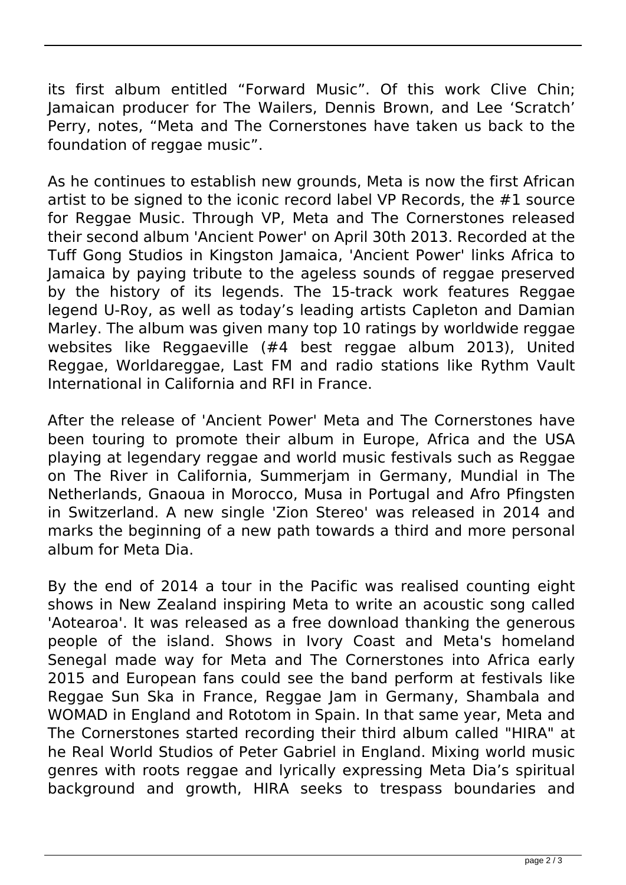its first album entitled “Forward Music”. Of this work Clive Chin; Jamaican producer for The Wailers, Dennis Brown, and Lee ‘Scratch’ Perry, notes, “Meta and The Cornerstones have taken us back to the foundation of reggae music”.

As he continues to establish new grounds, Meta is now the first African artist to be signed to the iconic record label VP Records, the #1 source for Reggae Music. Through VP, Meta and The Cornerstones released their second album 'Ancient Power' on April 30th 2013. Recorded at the Tuff Gong Studios in Kingston Jamaica, 'Ancient Power' links Africa to Jamaica by paying tribute to the ageless sounds of reggae preserved by the history of its legends. The 15-track work features Reggae legend U-Roy, as well as today’s leading artists Capleton and Damian Marley. The album was given many top 10 ratings by worldwide reggae websites like Reggaeville (#4 best reggae album 2013), United Reggae, Worldareggae, Last FM and radio stations like Rythm Vault International in California and RFI in France.

After the release of 'Ancient Power' Meta and The Cornerstones have been touring to promote their album in Europe, Africa and the USA playing at legendary reggae and world music festivals such as Reggae on The River in California, Summerjam in Germany, Mundial in The Netherlands, Gnaoua in Morocco, Musa in Portugal and Afro Pfingsten in Switzerland. A new single 'Zion Stereo' was released in 2014 and marks the beginning of a new path towards a third and more personal album for Meta Dia.

By the end of 2014 a tour in the Pacific was realised counting eight shows in New Zealand inspiring Meta to write an acoustic song called 'Aotearoa'. It was released as a free download thanking the generous people of the island. Shows in Ivory Coast and Meta's homeland Senegal made way for Meta and The Cornerstones into Africa early 2015 and European fans could see the band perform at festivals like Reggae Sun Ska in France, Reggae Jam in Germany, Shambala and WOMAD in England and Rototom in Spain. In that same year, Meta and The Cornerstones started recording their third album called "HIRA" at he Real World Studios of Peter Gabriel in England. Mixing world music genres with roots reggae and lyrically expressing Meta Dia’s spiritual background and growth, HIRA seeks to trespass boundaries and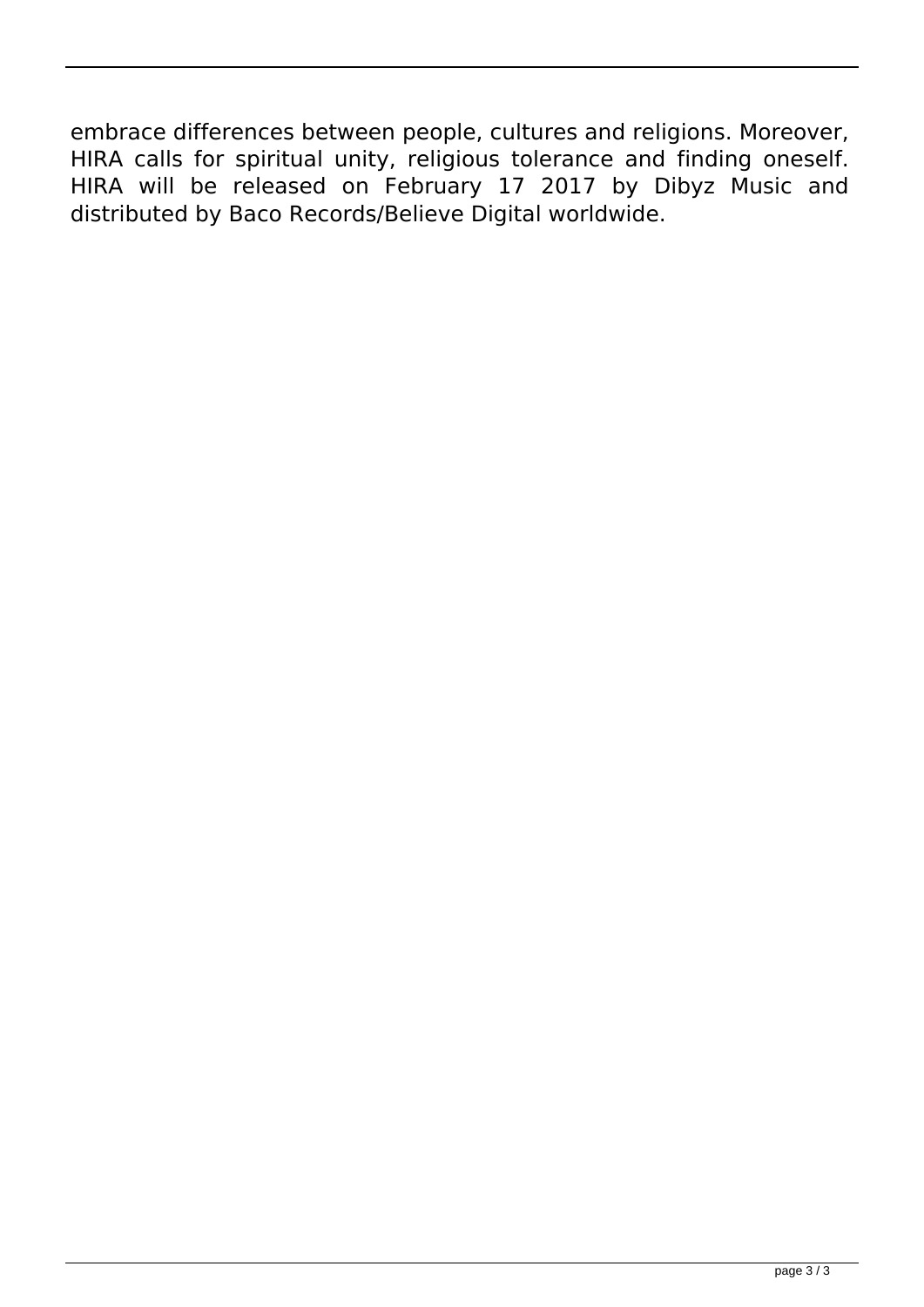embrace differences between people, cultures and religions. Moreover, HIRA calls for spiritual unity, religious tolerance and finding oneself. HIRA will be released on February 17 2017 by Dibyz Music and distributed by Baco Records/Believe Digital worldwide.